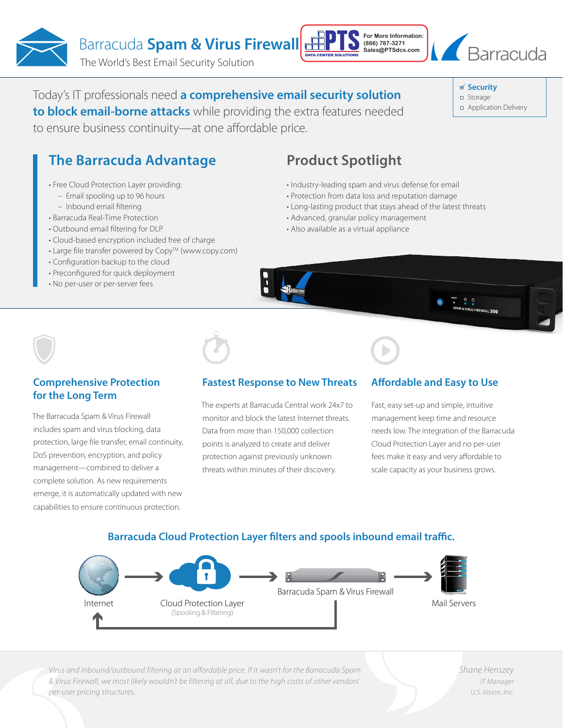# Barracuda **Spam & Virus Firewall**

The World's Best Email Security Solution

For More Information:
(866) 787-3271
Sales@PTSdcs.com

- ☑ **Security**
- ☐ Storage
- ☐ Application Delivery

Today's IT professionals need **a comprehensive email security solution to block email-borne attacks** while providing the extra features needed to ensure business continuity—at one affordable price.

## The Barracuda Advantage

- Free Cloud Protection Layer providing:
  - Email spooling up to 96 hours
  - Inbound email filtering
- Barracuda Real-Time Protection
- Outbound email filtering for DLP
- Cloud-based encryption included free of charge
- Large file transfer powered by Copy™ (www.copy.com)
- Configuration backup to the cloud
- Preconfigured for quick deployment
- No per-user or per-server fees

## Product Spotlight

- Industry-leading spam and virus defense for email
- Protection from data loss and reputation damage
- Long-lasting product that stays ahead of the latest threats
- Advanced, granular policy management
- Also available as a virtual appliance

### Comprehensive Protection for the Long Term

The Barracuda Spam & Virus Firewall includes spam and virus blocking, data protection, large file transfer, email continuity, DoS prevention, encryption, and policy management—combined to deliver a complete solution. As new requirements emerge, it is automatically updated with new capabilities to ensure continuous protection.

### Fastest Response to New Threats

The experts at Barracuda Central work 24x7 to monitor and block the latest Internet threats. Data from more than 150,000 collection points is analyzed to create and deliver protection against previously unknown threats within minutes of their discovery.

### Affordable and Easy to Use

Fast, easy set-up and simple, intuitive management keep time and resource needs low. The integration of the Barracuda Cloud Protection Layer and no per-user fees make it easy and very affordable to scale capacity as your business grows.

### Barracuda Cloud Protection Layer filters and spools inbound email traffic.

Internet → Cloud Protection Layer (Spooling & Filtering) → Barracuda Spam & Virus Firewall → Mail Servers

*Virus and inbound/outbound filtering at an affordable price. If it wasn't for the Barracuda Spam & Virus Firewall, we most likely wouldn't be filtering at all, due to the high costs of other vendors' per-user pricing structures.*

*Shane Henszey*
*IT Manager*
*U.S. Vision, Inc.*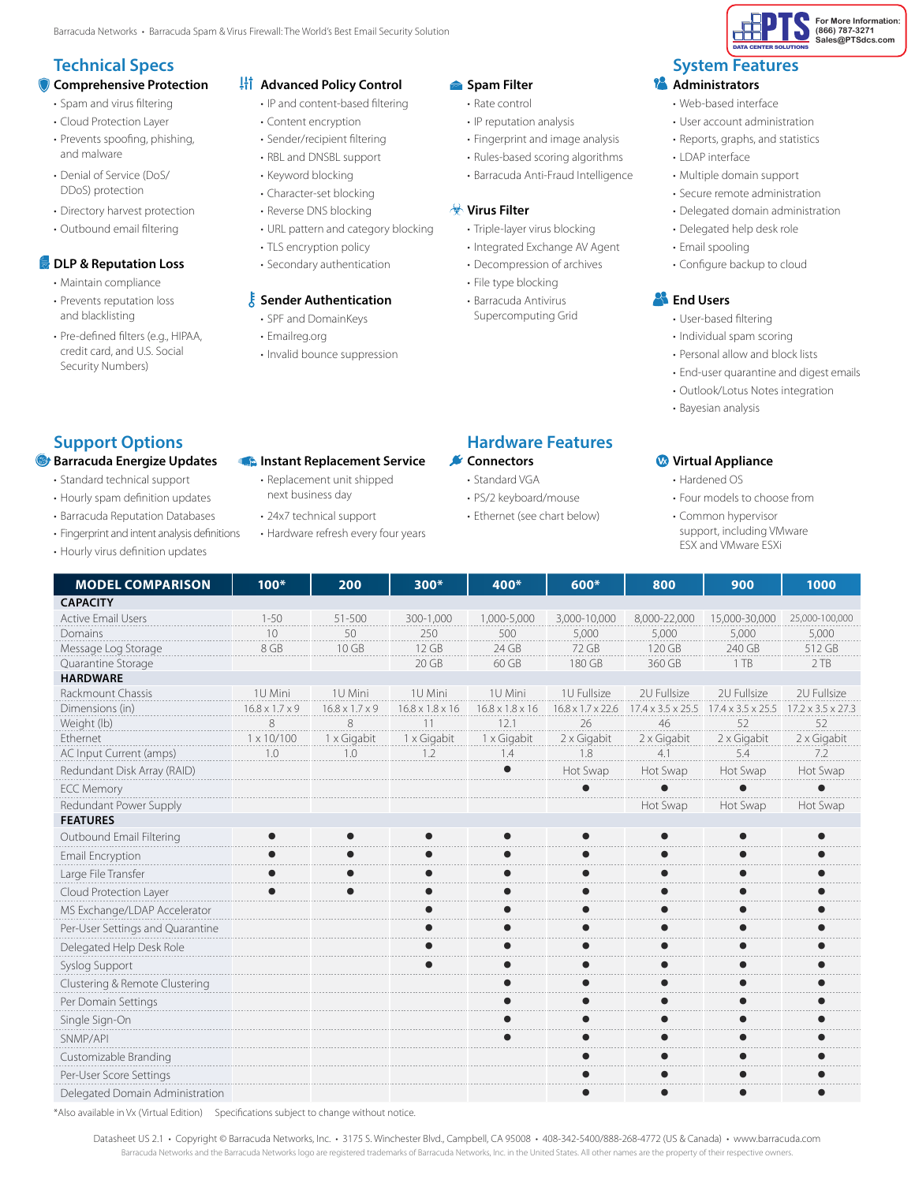For More Information:
(866) 787-3271
Sales@PTSdcs.com

## Technical Specs

### Comprehensive Protection

- Spam and virus filtering
- Cloud Protection Layer
- Prevents spoofing, phishing, and malware
- Denial of Service (DoS/DDoS) protection
- Directory harvest protection
- Outbound email filtering

### DLP & Reputation Loss

- Maintain compliance
- Prevents reputation loss and blacklisting
- Pre-defined filters (e.g., HIPAA, credit card, and U.S. Social Security Numbers)

### Advanced Policy Control

- IP and content-based filtering
- Content encryption
- Sender/recipient filtering
- RBL and DNSBL support
- Keyword blocking
- Character-set blocking
- Reverse DNS blocking
- URL pattern and category blocking
- TLS encryption policy
- Secondary authentication

### Sender Authentication

- SPF and DomainKeys
- Emailreg.org
- Invalid bounce suppression

### Spam Filter

- Rate control
- IP reputation analysis
- Fingerprint and image analysis
- Rules-based scoring algorithms
- Barracuda Anti-Fraud Intelligence

### Virus Filter

- Triple-layer virus blocking
- Integrated Exchange AV Agent
- Decompression of archives
- File type blocking
- Barracuda Antivirus Supercomputing Grid

## System Features

### Administrators

- Web-based interface
- User account administration
- Reports, graphs, and statistics
- LDAP interface
- Multiple domain support
- Secure remote administration
- Delegated domain administration
- Delegated help desk role
- Email spooling
- Configure backup to cloud

### End Users

- User-based filtering
- Individual spam scoring
- Personal allow and block lists
- End-user quarantine and digest emails
- Outlook/Lotus Notes integration
- Bayesian analysis

## Support Options

### Barracuda Energize Updates

- Standard technical support
- Hourly spam definition updates
- Barracuda Reputation Databases
- Fingerprint and intent analysis definitions
- Hourly virus definition updates

### Instant Replacement Service

- Replacement unit shipped next business day
- 24x7 technical support
- Hardware refresh every four years

## Hardware Features

### Connectors

- Standard VGA
- PS/2 keyboard/mouse
- Ethernet (see chart below)

### Virtual Appliance

- Hardened OS
- Four models to choose from
- Common hypervisor support, including VMware ESX and VMware ESXi

| MODEL COMPARISON | 100* | 200 | 300* | 400* | 600* | 800 | 900 | 1000 |
|---|---|---|---|---|---|---|---|---|
| **CAPACITY** | | | | | | | | |
| Active Email Users | 1-50 | 51-500 | 300-1,000 | 1,000-5,000 | 3,000-10,000 | 8,000-22,000 | 15,000-30,000 | 25,000-100,000 |
| Domains | 10 | 50 | 250 | 500 | 5,000 | 5,000 | 5,000 | 5,000 |
| Message Log Storage | 8 GB | 10 GB | 12 GB | 24 GB | 72 GB | 120 GB | 240 GB | 512 GB |
| Quarantine Storage | | | 20 GB | 60 GB | 180 GB | 360 GB | 1 TB | 2 TB |
| **HARDWARE** | | | | | | | | |
| Rackmount Chassis | 1U Mini | 1U Mini | 1U Mini | 1U Mini | 1U Fullsize | 2U Fullsize | 2U Fullsize | 2U Fullsize |
| Dimensions (in) | 16.8 x 1.7 x 9 | 16.8 x 1.7 x 9 | 16.8 x 1.8 x 16 | 16.8 x 1.8 x 16 | 16.8 x 1.7 x 22.6 | 17.4 x 3.5 x 25.5 | 17.4 x 3.5 x 25.5 | 17.2 x 3.5 x 27.3 |
| Weight (lb) | 8 | 8 | 11 | 12.1 | 26 | 46 | 52 | 52 |
| Ethernet | 1 x 10/100 | 1 x Gigabit | 1 x Gigabit | 1 x Gigabit | 2 x Gigabit | 2 x Gigabit | 2 x Gigabit | 2 x Gigabit |
| AC Input Current (amps) | 1.0 | 1.0 | 1.2 | 1.4 | 1.8 | 4.1 | 5.4 | 7.2 |
| Redundant Disk Array (RAID) | | | | ● | Hot Swap | Hot Swap | Hot Swap | Hot Swap |
| ECC Memory | | | | | ● | ● | ● | ● |
| Redundant Power Supply | | | | | | Hot Swap | Hot Swap | Hot Swap |
| **FEATURES** | | | | | | | | |
| Outbound Email Filtering | ● | ● | ● | ● | ● | ● | ● | ● |
| Email Encryption | ● | ● | ● | ● | ● | ● | ● | ● |
| Large File Transfer | ● | ● | ● | ● | ● | ● | ● | ● |
| Cloud Protection Layer | ● | ● | ● | ● | ● | ● | ● | ● |
| MS Exchange/LDAP Accelerator | | | ● | ● | ● | ● | ● | ● |
| Per-User Settings and Quarantine | | | ● | ● | ● | ● | ● | ● |
| Delegated Help Desk Role | | | ● | ● | ● | ● | ● | ● |
| Syslog Support | | | ● | ● | ● | ● | ● | ● |
| Clustering & Remote Clustering | | | | ● | ● | ● | ● | ● |
| Per Domain Settings | | | | ● | ● | ● | ● | ● |
| Single Sign-On | | | | ● | ● | ● | ● | ● |
| SNMP/API | | | | ● | ● | ● | ● | ● |
| Customizable Branding | | | | | ● | ● | ● | ● |
| Per-User Score Settings | | | | | ● | ● | ● | ● |
| Delegated Domain Administration | | | | | ● | ● | ● | ● |

*Also available in Vx (Virtual Edition)   Specifications subject to change without notice.

Datasheet US 2.1 • Copyright © Barracuda Networks, Inc. • 3175 S. Winchester Blvd., Campbell, CA 95008 • 408-342-5400/888-268-4772 (US & Canada) • www.barracuda.com

Barracuda Networks and the Barracuda Networks logo are registered trademarks of Barracuda Networks, Inc. in the United States. All other names are the property of their respective owners.